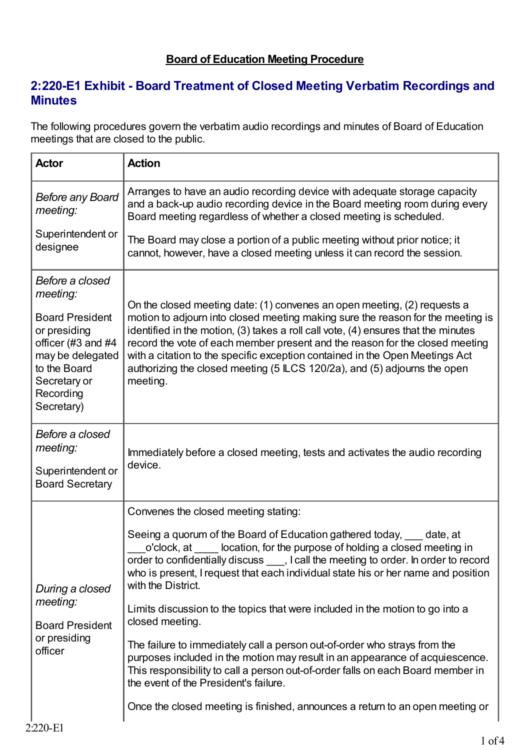**Board of Education Meeting Procedure**

## 2:220-E1 Exhibit - Board Treatment of Closed Meeting Verbatim Recordings and Minutes

The following procedures govern the verbatim audio recordings and minutes of Board of Education meetings that are closed to the public.

| Actor | Action |
|---|---|
| *Before any Board meeting:*<br><br>Superintendent or designee | Arranges to have an audio recording device with adequate storage capacity and a back-up audio recording device in the Board meeting room during every Board meeting regardless of whether a closed meeting is scheduled.<br><br>The Board may close a portion of a public meeting without prior notice; it cannot, however, have a closed meeting unless it can record the session. |
| *Before a closed meeting:*<br><br>Board President or presiding officer (#3 and #4 may be delegated to the Board Secretary or Recording Secretary) | On the closed meeting date: (1) convenes an open meeting, (2) requests a motion to adjourn into closed meeting making sure the reason for the meeting is identified in the motion, (3) takes a roll call vote, (4) ensures that the minutes record the vote of each member present and the reason for the closed meeting with a citation to the specific exception contained in the Open Meetings Act authorizing the closed meeting (5 ILCS 120/2a), and (5) adjourns the open meeting. |
| *Before a closed meeting:*<br><br>Superintendent or Board Secretary | Immediately before a closed meeting, tests and activates the audio recording device. |
| *During a closed meeting:*<br><br>Board President or presiding officer | Convenes the closed meeting stating:<br><br>Seeing a quorum of the Board of Education gathered today, ___ date, at ___o'clock, at ____ location, for the purpose of holding a closed meeting in order to confidentially discuss ___, I call the meeting to order. In order to record who is present, I request that each individual state his or her name and position with the District.<br><br>Limits discussion to the topics that were included in the motion to go into a closed meeting.<br><br>The failure to immediately call a person out-of-order who strays from the purposes included in the motion may result in an appearance of acquiescence. This responsibility to call a person out-of-order falls on each Board member in the event of the President's failure.<br><br>Once the closed meeting is finished, announces a return to an open meeting or |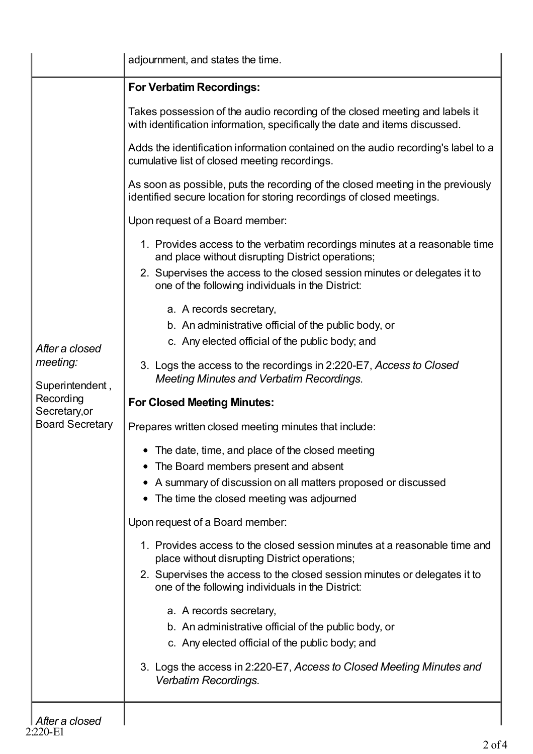| | |
|---|---|
| | adjournment, and states the time. |
| *After a closed meeting:*<br><br>Superintendent , Recording Secretary,or Board Secretary | **For Verbatim Recordings:**<br><br>Takes possession of the audio recording of the closed meeting and labels it with identification information, specifically the date and items discussed.<br><br>Adds the identification information contained on the audio recording's label to a cumulative list of closed meeting recordings.<br><br>As soon as possible, puts the recording of the closed meeting in the previously identified secure location for storing recordings of closed meetings.<br><br>Upon request of a Board member:<br><br>1. Provides access to the verbatim recordings minutes at a reasonable time and place without disrupting District operations;<br>2. Supervises the access to the closed session minutes or delegates it to one of the following individuals in the District:<br>&nbsp;&nbsp;&nbsp;&nbsp;a. A records secretary,<br>&nbsp;&nbsp;&nbsp;&nbsp;b. An administrative official of the public body, or<br>&nbsp;&nbsp;&nbsp;&nbsp;c. Any elected official of the public body; and<br>3. Logs the access to the recordings in 2:220-E7, *Access to Closed Meeting Minutes and Verbatim Recordings*.<br><br>**For Closed Meeting Minutes:**<br><br>Prepares written closed meeting minutes that include:<br><br>• The date, time, and place of the closed meeting<br>• The Board members present and absent<br>• A summary of discussion on all matters proposed or discussed<br>• The time the closed meeting was adjourned<br><br>Upon request of a Board member:<br><br>1. Provides access to the closed session minutes at a reasonable time and place without disrupting District operations;<br>2. Supervises the access to the closed session minutes or delegates it to one of the following individuals in the District:<br>&nbsp;&nbsp;&nbsp;&nbsp;a. A records secretary,<br>&nbsp;&nbsp;&nbsp;&nbsp;b. An administrative official of the public body, or<br>&nbsp;&nbsp;&nbsp;&nbsp;c. Any elected official of the public body; and<br>3. Logs the access in 2:220-E7, *Access to Closed Meeting Minutes and Verbatim Recordings*. |
| *After a closed* | |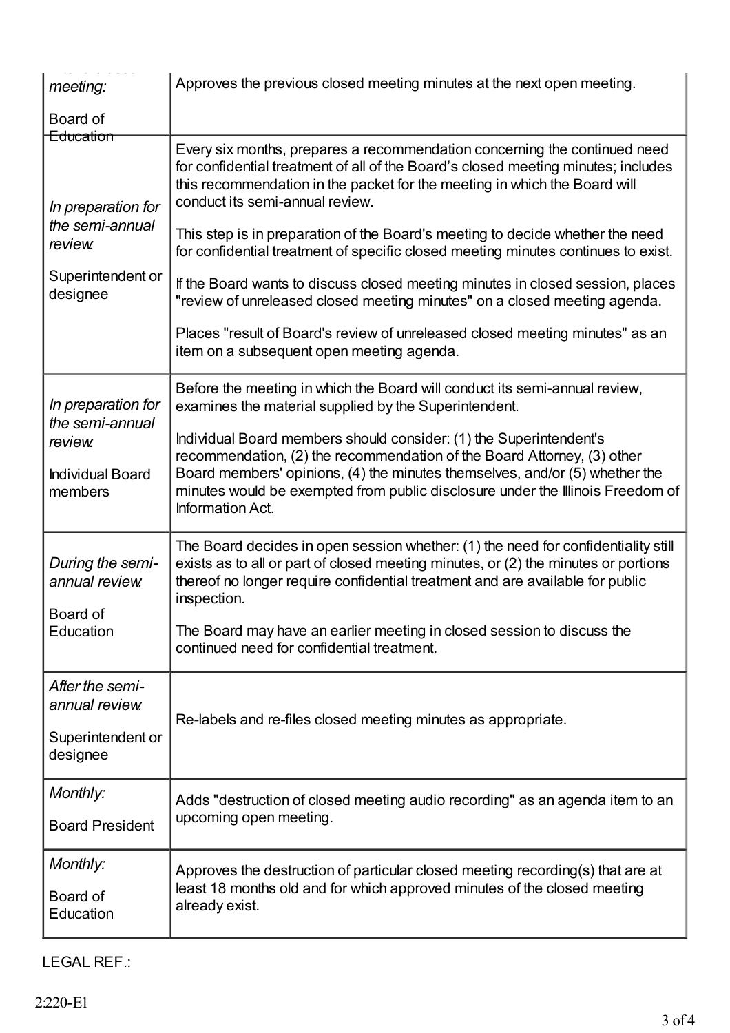| | |
|---|---|
| *...meeting:*<br><br>Board of Education | Approves the previous closed meeting minutes at the next open meeting. |
| *In preparation for the semi-annual review:*<br><br>Superintendent or designee | Every six months, prepares a recommendation concerning the continued need for confidential treatment of all of the Board's closed meeting minutes; includes this recommendation in the packet for the meeting in which the Board will conduct its semi-annual review.<br><br>This step is in preparation of the Board's meeting to decide whether the need for confidential treatment of specific closed meeting minutes continues to exist.<br><br>If the Board wants to discuss closed meeting minutes in closed session, places "review of unreleased closed meeting minutes" on a closed meeting agenda.<br><br>Places "result of Board's review of unreleased closed meeting minutes" as an item on a subsequent open meeting agenda. |
| *In preparation for the semi-annual review:*<br><br>Individual Board members | Before the meeting in which the Board will conduct its semi-annual review, examines the material supplied by the Superintendent.<br><br>Individual Board members should consider: (1) the Superintendent's recommendation, (2) the recommendation of the Board Attorney, (3) other Board members' opinions, (4) the minutes themselves, and/or (5) whether the minutes would be exempted from public disclosure under the Illinois Freedom of Information Act. |
| *During the semi-annual review:*<br><br>Board of Education | The Board decides in open session whether: (1) the need for confidentiality still exists as to all or part of closed meeting minutes, or (2) the minutes or portions thereof no longer require confidential treatment and are available for public inspection.<br><br>The Board may have an earlier meeting in closed session to discuss the continued need for confidential treatment. |
| *After the semi-annual review:*<br><br>Superintendent or designee | Re-labels and re-files closed meeting minutes as appropriate. |
| *Monthly:*<br><br>Board President | Adds "destruction of closed meeting audio recording" as an agenda item to an upcoming open meeting. |
| *Monthly:*<br><br>Board of Education | Approves the destruction of particular closed meeting recording(s) that are at least 18 months old and for which approved minutes of the closed meeting already exist. |

LEGAL REF.:

2:220-E1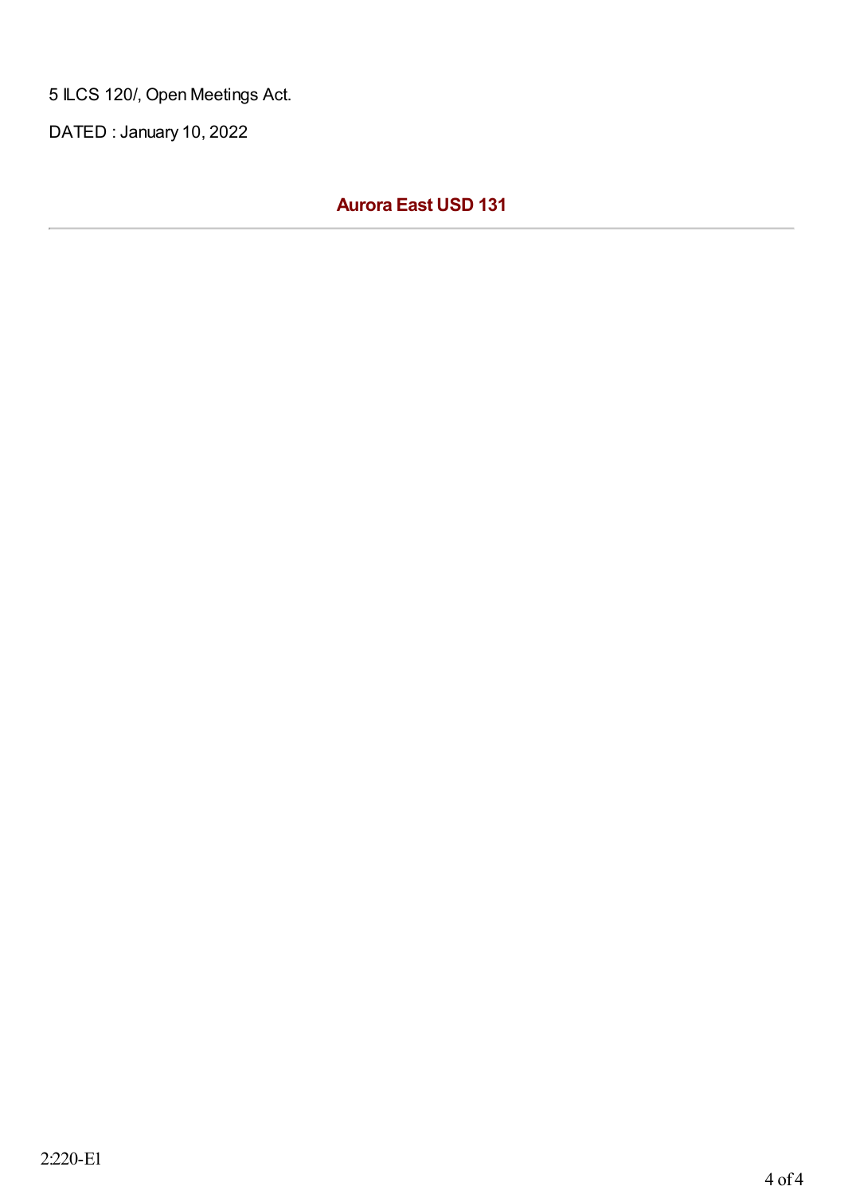5 ILCS 120/, Open Meetings Act.

DATED : January 10, 2022

**Aurora East USD 131**

---

2:220-E1